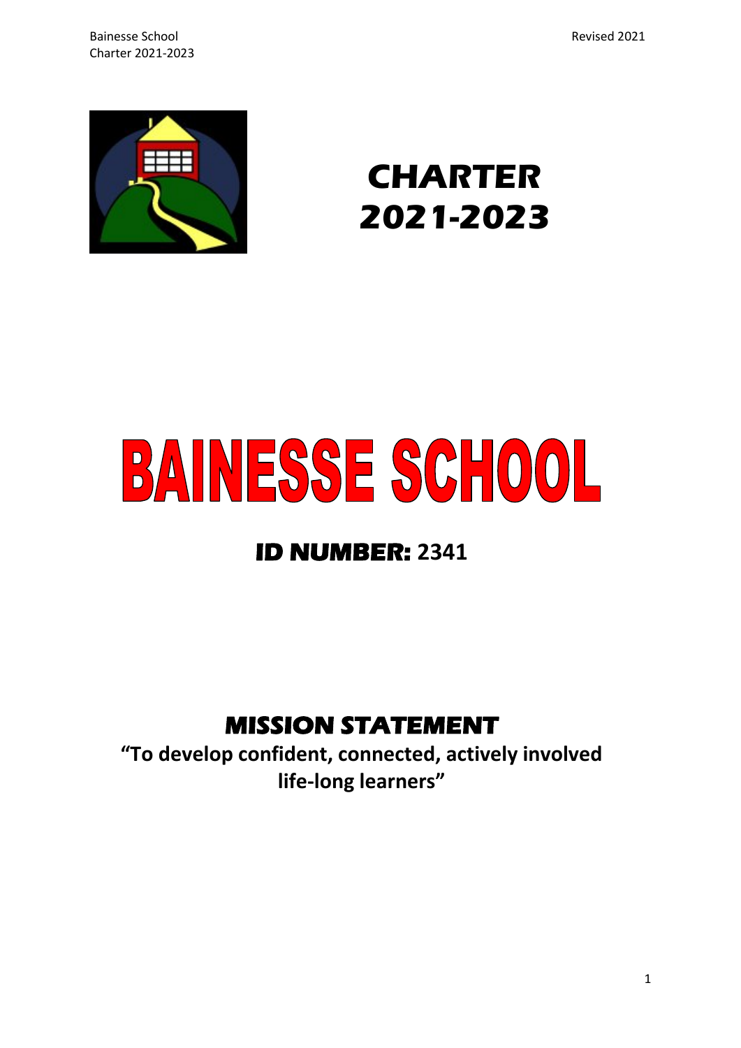# CHARTER 2021-2023

# BAINESSE SCHOOL

## ID NUMBER: 2341

## MISSION STATEMENT

**"To develop confident, connected, actively involved life-long learners"**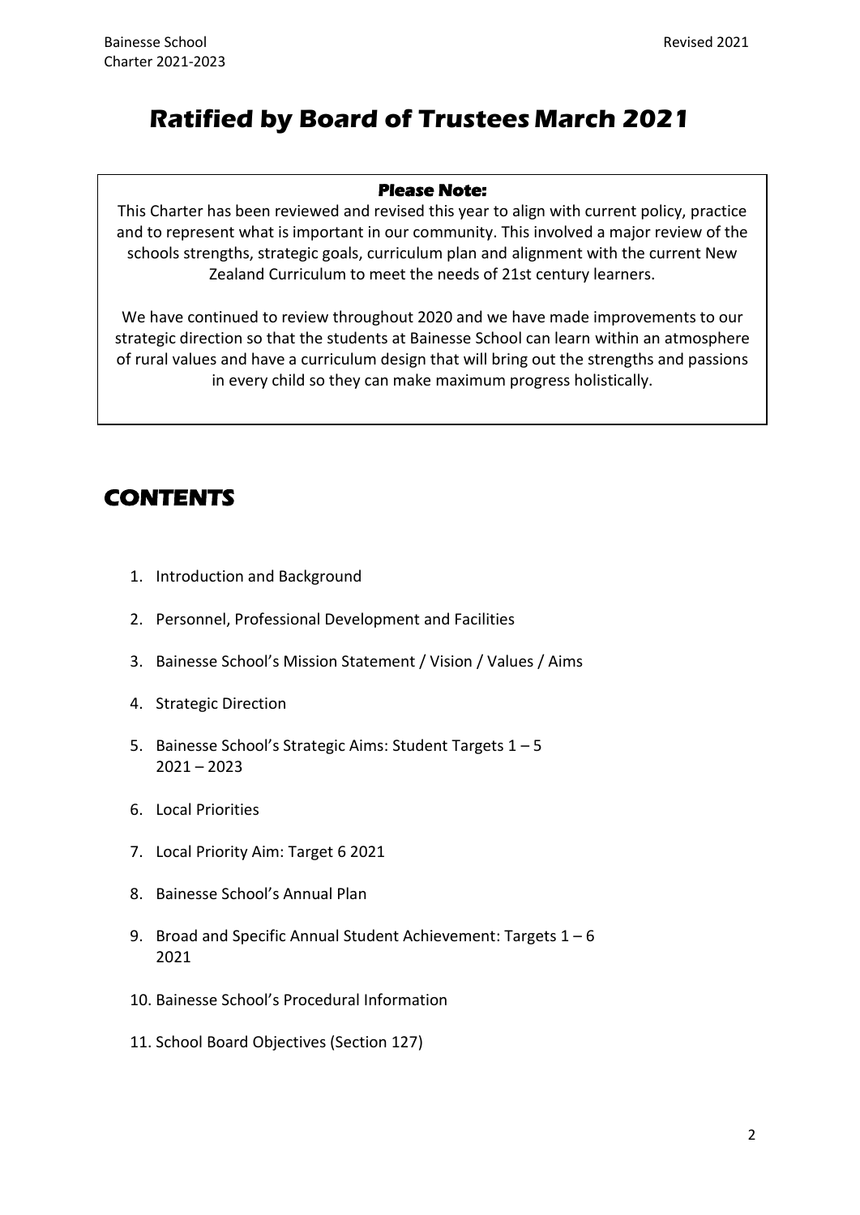# Ratified by Board of Trustees March 2021

**Please Note:**

This Charter has been reviewed and revised this year to align with current policy, practice and to represent what is important in our community. This involved a major review of the schools strengths, strategic goals, curriculum plan and alignment with the current New Zealand Curriculum to meet the needs of 21st century learners.

We have continued to review throughout 2020 and we have made improvements to our strategic direction so that the students at Bainesse School can learn within an atmosphere of rural values and have a curriculum design that will bring out the strengths and passions in every child so they can make maximum progress holistically.

## CONTENTS

1. Introduction and Background
2. Personnel, Professional Development and Facilities
3. Bainesse School's Mission Statement / Vision / Values / Aims
4. Strategic Direction
5. Bainesse School's Strategic Aims: Student Targets 1 – 5 2021 – 2023
6. Local Priorities
7. Local Priority Aim: Target 6 2021
8. Bainesse School's Annual Plan
9. Broad and Specific Annual Student Achievement: Targets 1 – 6 2021
10. Bainesse School's Procedural Information
11. School Board Objectives (Section 127)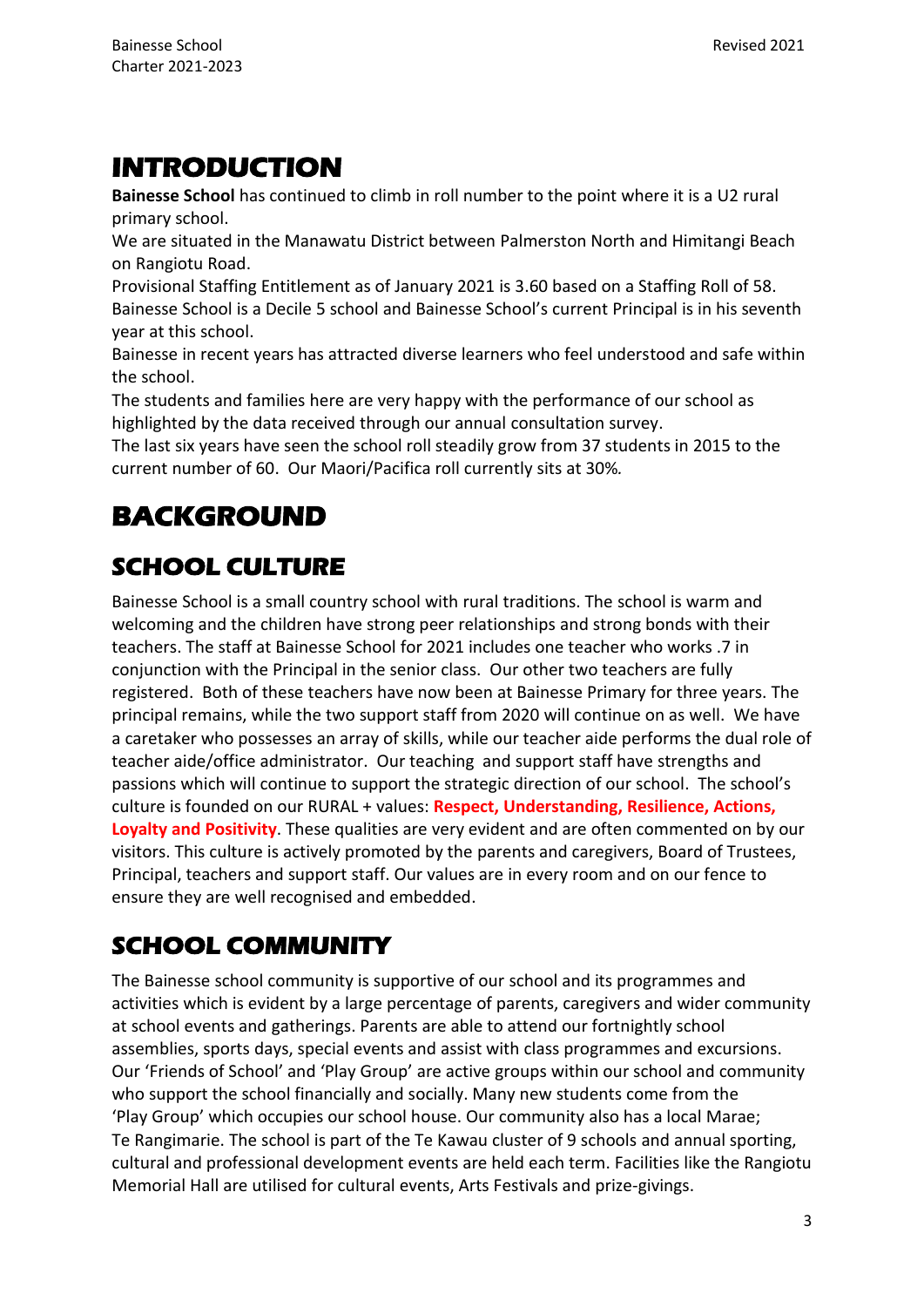# INTRODUCTION

**Bainesse School** has continued to climb in roll number to the point where it is a U2 rural primary school.

We are situated in the Manawatu District between Palmerston North and Himitangi Beach on Rangiotu Road.

Provisional Staffing Entitlement as of January 2021 is 3.60 based on a Staffing Roll of 58. Bainesse School is a Decile 5 school and Bainesse School's current Principal is in his seventh year at this school.

Bainesse in recent years has attracted diverse learners who feel understood and safe within the school.

The students and families here are very happy with the performance of our school as highlighted by the data received through our annual consultation survey.

The last six years have seen the school roll steadily grow from 37 students in 2015 to the current number of 60. Our Maori/Pacifica roll currently sits at 30%.

# BACKGROUND

## SCHOOL CULTURE

Bainesse School is a small country school with rural traditions. The school is warm and welcoming and the children have strong peer relationships and strong bonds with their teachers. The staff at Bainesse School for 2021 includes one teacher who works .7 in conjunction with the Principal in the senior class. Our other two teachers are fully registered. Both of these teachers have now been at Bainesse Primary for three years. The principal remains, while the two support staff from 2020 will continue on as well. We have a caretaker who possesses an array of skills, while our teacher aide performs the dual role of teacher aide/office administrator. Our teaching and support staff have strengths and passions which will continue to support the strategic direction of our school. The school's culture is founded on our RURAL + values: **Respect, Understanding, Resilience, Actions, Loyalty and Positivity**. These qualities are very evident and are often commented on by our visitors. This culture is actively promoted by the parents and caregivers, Board of Trustees, Principal, teachers and support staff. Our values are in every room and on our fence to ensure they are well recognised and embedded.

## SCHOOL COMMUNITY

The Bainesse school community is supportive of our school and its programmes and activities which is evident by a large percentage of parents, caregivers and wider community at school events and gatherings. Parents are able to attend our fortnightly school assemblies, sports days, special events and assist with class programmes and excursions. Our 'Friends of School' and 'Play Group' are active groups within our school and community who support the school financially and socially. Many new students come from the 'Play Group' which occupies our school house. Our community also has a local Marae; Te Rangimarie. The school is part of the Te Kawau cluster of 9 schools and annual sporting, cultural and professional development events are held each term. Facilities like the Rangiotu Memorial Hall are utilised for cultural events, Arts Festivals and prize-givings.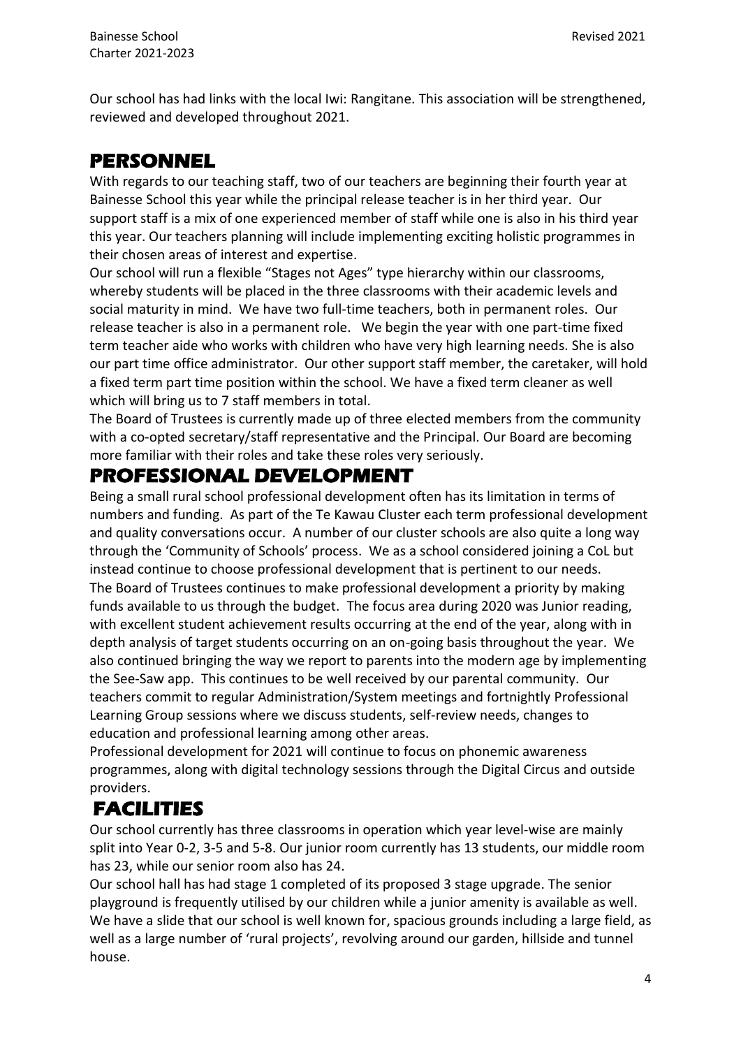Our school has had links with the local Iwi: Rangitane. This association will be strengthened, reviewed and developed throughout 2021.

## PERSONNEL

With regards to our teaching staff, two of our teachers are beginning their fourth year at Bainesse School this year while the principal release teacher is in her third year. Our support staff is a mix of one experienced member of staff while one is also in his third year this year. Our teachers planning will include implementing exciting holistic programmes in their chosen areas of interest and expertise.

Our school will run a flexible "Stages not Ages" type hierarchy within our classrooms, whereby students will be placed in the three classrooms with their academic levels and social maturity in mind. We have two full-time teachers, both in permanent roles. Our release teacher is also in a permanent role. We begin the year with one part-time fixed term teacher aide who works with children who have very high learning needs. She is also our part time office administrator. Our other support staff member, the caretaker, will hold a fixed term part time position within the school. We have a fixed term cleaner as well which will bring us to 7 staff members in total.

The Board of Trustees is currently made up of three elected members from the community with a co-opted secretary/staff representative and the Principal. Our Board are becoming more familiar with their roles and take these roles very seriously.

## PROFESSIONAL DEVELOPMENT

Being a small rural school professional development often has its limitation in terms of numbers and funding. As part of the Te Kawau Cluster each term professional development and quality conversations occur. A number of our cluster schools are also quite a long way through the 'Community of Schools' process. We as a school considered joining a CoL but instead continue to choose professional development that is pertinent to our needs.

The Board of Trustees continues to make professional development a priority by making funds available to us through the budget. The focus area during 2020 was Junior reading, with excellent student achievement results occurring at the end of the year, along with in depth analysis of target students occurring on an on-going basis throughout the year. We also continued bringing the way we report to parents into the modern age by implementing the See-Saw app. This continues to be well received by our parental community. Our teachers commit to regular Administration/System meetings and fortnightly Professional Learning Group sessions where we discuss students, self-review needs, changes to education and professional learning among other areas.

Professional development for 2021 will continue to focus on phonemic awareness programmes, along with digital technology sessions through the Digital Circus and outside providers.

## FACILITIES

Our school currently has three classrooms in operation which year level-wise are mainly split into Year 0-2, 3-5 and 5-8. Our junior room currently has 13 students, our middle room has 23, while our senior room also has 24.

Our school hall has had stage 1 completed of its proposed 3 stage upgrade. The senior playground is frequently utilised by our children while a junior amenity is available as well. We have a slide that our school is well known for, spacious grounds including a large field, as well as a large number of 'rural projects', revolving around our garden, hillside and tunnel house.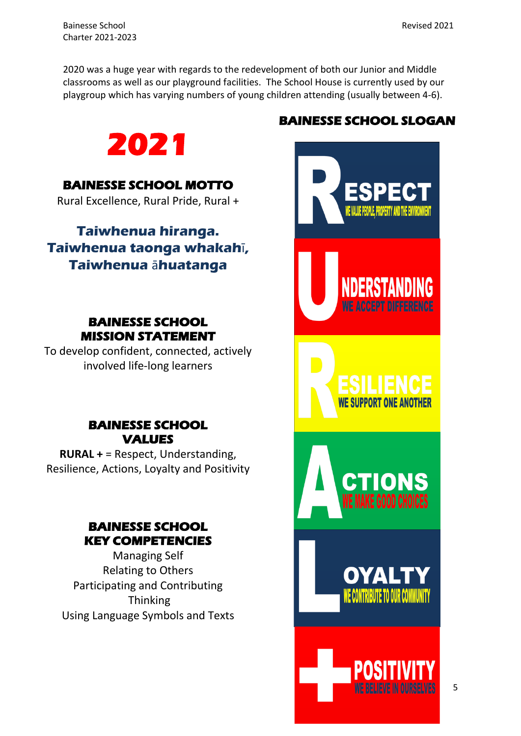2020 was a huge year with regards to the redevelopment of both our Junior and Middle classrooms as well as our playground facilities. The School House is currently used by our playgroup which has varying numbers of young children attending (usually between 4-6).

# 2021

## BAINESSE SCHOOL MOTTO

Rural Excellence, Rural Pride, Rural +

**Taiwhenua hiranga.**
**Taiwhenua taonga whakahī,**
**Taiwhenua āhuatanga**

## BAINESSE SCHOOL MISSION STATEMENT

To develop confident, connected, actively involved life-long learners

## BAINESSE SCHOOL VALUES

**RURAL +** = Respect, Understanding, Resilience, Actions, Loyalty and Positivity

## BAINESSE SCHOOL KEY COMPETENCIES

Managing Self
Relating to Others
Participating and Contributing
Thinking
Using Language Symbols and Texts

## BAINESSE SCHOOL SLOGAN

**RESPECT** – WE VALUE PEOPLE, PROPERTY AND THE ENVIRONMENT

**UNDERSTANDING** – WE ACCEPT DIFFERENCE

**RESILIENCE** – WE SUPPORT ONE ANOTHER

**ACTIONS** – WE MAKE GOOD CHOICES

**LOYALTY** – WE CONTRIBUTE TO OUR COMMUNITY

**+ POSITIVITY** – WE BELIEVE IN OURSELVES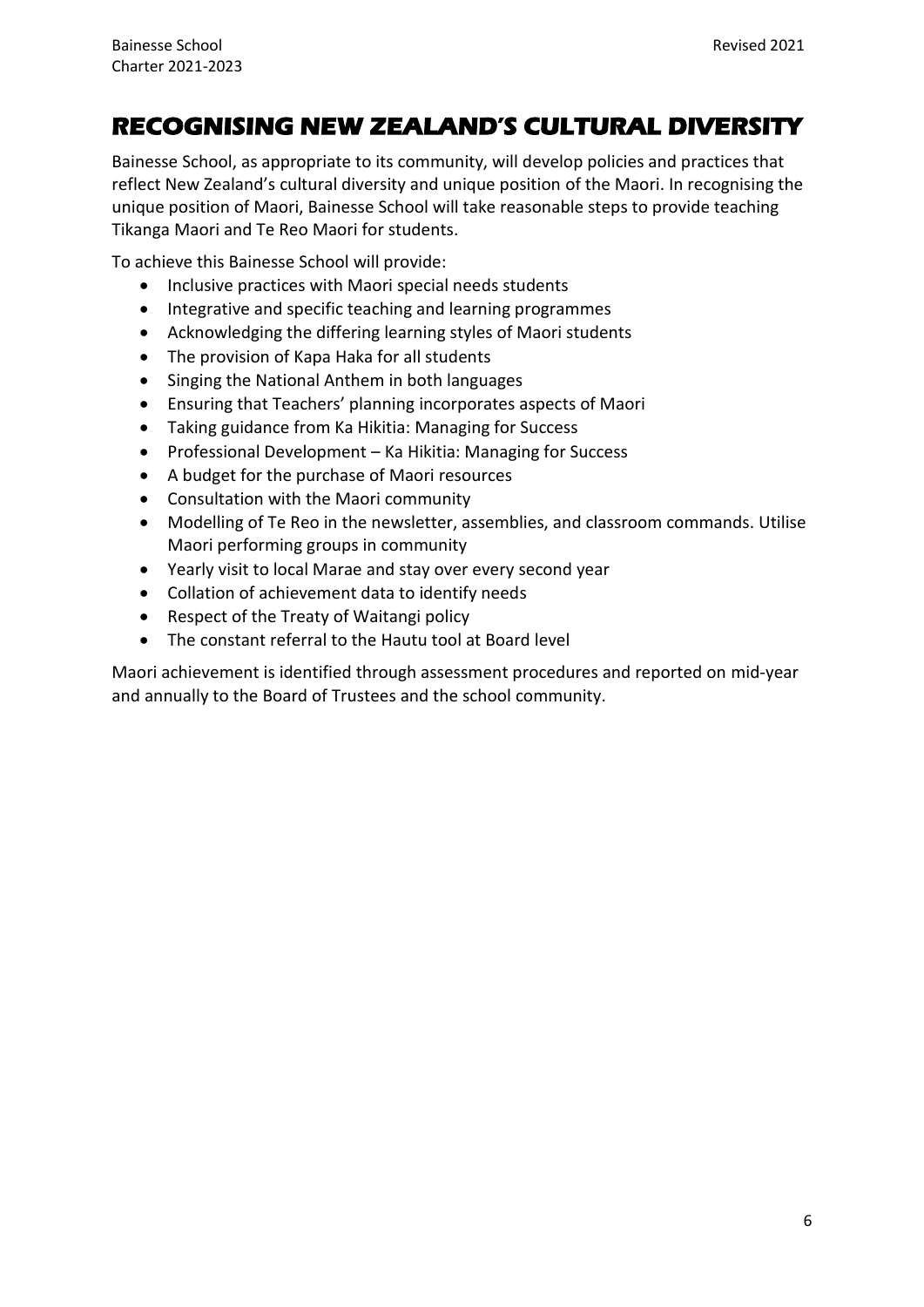# RECOGNISING NEW ZEALAND'S CULTURAL DIVERSITY

Bainesse School, as appropriate to its community, will develop policies and practices that reflect New Zealand's cultural diversity and unique position of the Maori. In recognising the unique position of Maori, Bainesse School will take reasonable steps to provide teaching Tikanga Maori and Te Reo Maori for students.

To achieve this Bainesse School will provide:

- Inclusive practices with Maori special needs students
- Integrative and specific teaching and learning programmes
- Acknowledging the differing learning styles of Maori students
- The provision of Kapa Haka for all students
- Singing the National Anthem in both languages
- Ensuring that Teachers' planning incorporates aspects of Maori
- Taking guidance from Ka Hikitia: Managing for Success
- Professional Development – Ka Hikitia: Managing for Success
- A budget for the purchase of Maori resources
- Consultation with the Maori community
- Modelling of Te Reo in the newsletter, assemblies, and classroom commands. Utilise Maori performing groups in community
- Yearly visit to local Marae and stay over every second year
- Collation of achievement data to identify needs
- Respect of the Treaty of Waitangi policy
- The constant referral to the Hautu tool at Board level

Maori achievement is identified through assessment procedures and reported on mid-year and annually to the Board of Trustees and the school community.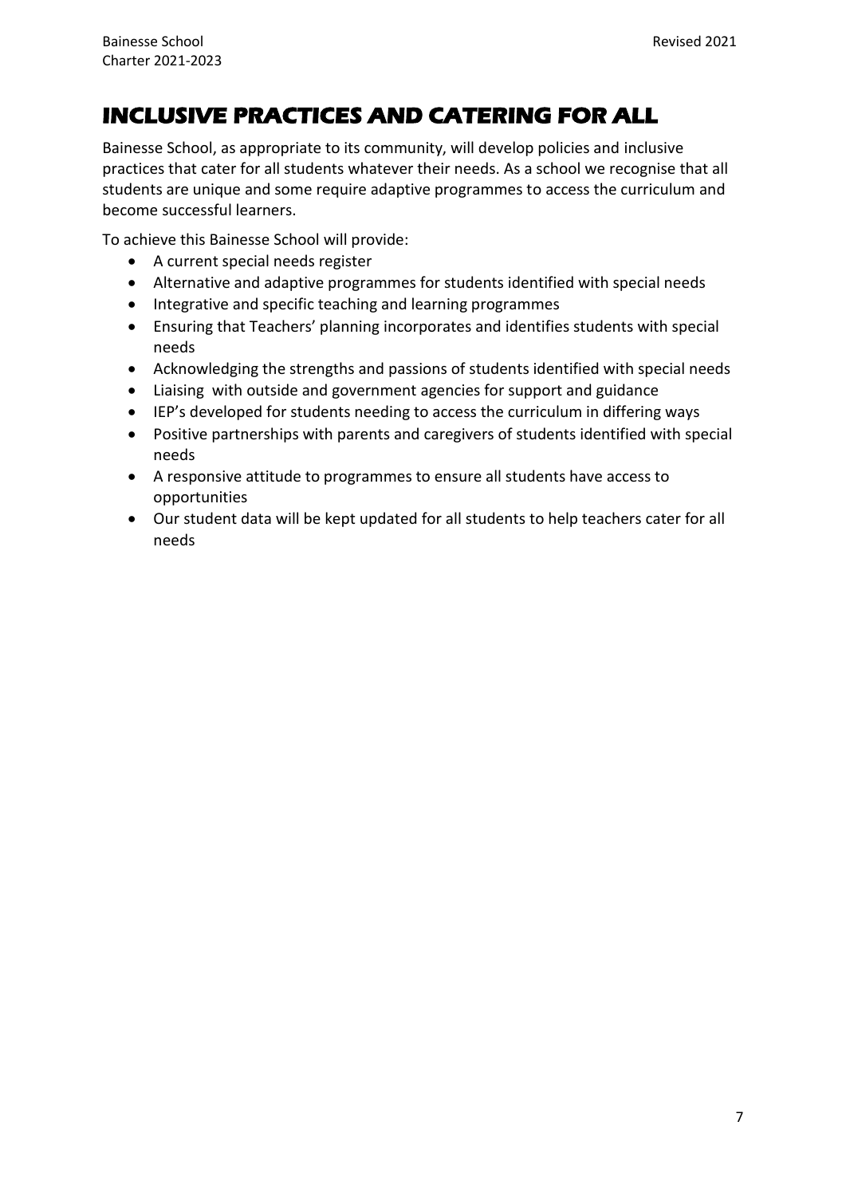## INCLUSIVE PRACTICES AND CATERING FOR ALL

Bainesse School, as appropriate to its community, will develop policies and inclusive practices that cater for all students whatever their needs. As a school we recognise that all students are unique and some require adaptive programmes to access the curriculum and become successful learners.

To achieve this Bainesse School will provide:

- A current special needs register
- Alternative and adaptive programmes for students identified with special needs
- Integrative and specific teaching and learning programmes
- Ensuring that Teachers' planning incorporates and identifies students with special needs
- Acknowledging the strengths and passions of students identified with special needs
- Liaising with outside and government agencies for support and guidance
- IEP's developed for students needing to access the curriculum in differing ways
- Positive partnerships with parents and caregivers of students identified with special needs
- A responsive attitude to programmes to ensure all students have access to opportunities
- Our student data will be kept updated for all students to help teachers cater for all needs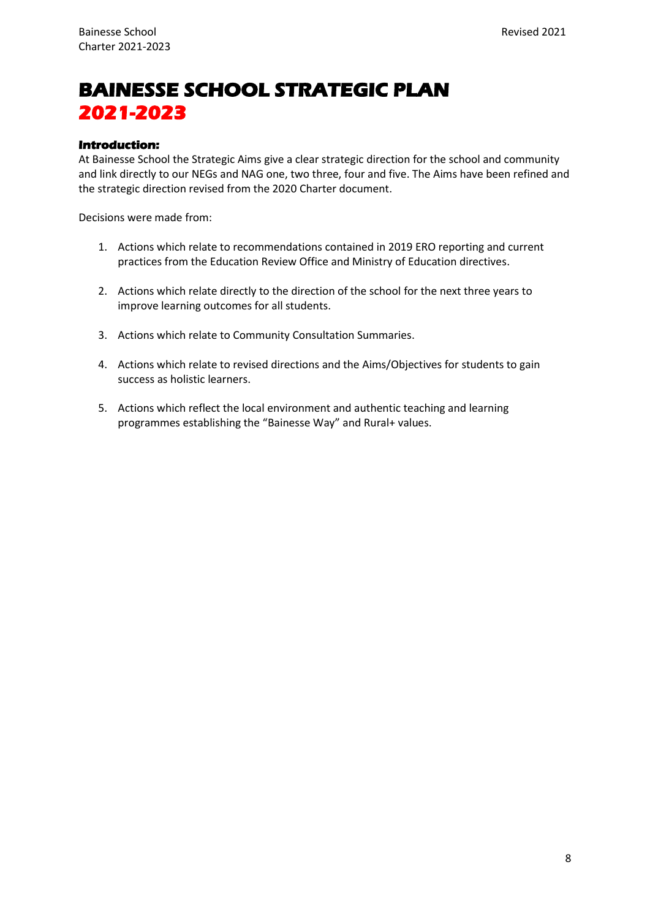# BAINESSE SCHOOL STRATEGIC PLAN 2021-2023

### Introduction:

At Bainesse School the Strategic Aims give a clear strategic direction for the school and community and link directly to our NEGs and NAG one, two three, four and five. The Aims have been refined and the strategic direction revised from the 2020 Charter document.

Decisions were made from:

1. Actions which relate to recommendations contained in 2019 ERO reporting and current practices from the Education Review Office and Ministry of Education directives.

2. Actions which relate directly to the direction of the school for the next three years to improve learning outcomes for all students.

3. Actions which relate to Community Consultation Summaries.

4. Actions which relate to revised directions and the Aims/Objectives for students to gain success as holistic learners.

5. Actions which reflect the local environment and authentic teaching and learning programmes establishing the "Bainesse Way" and Rural+ values.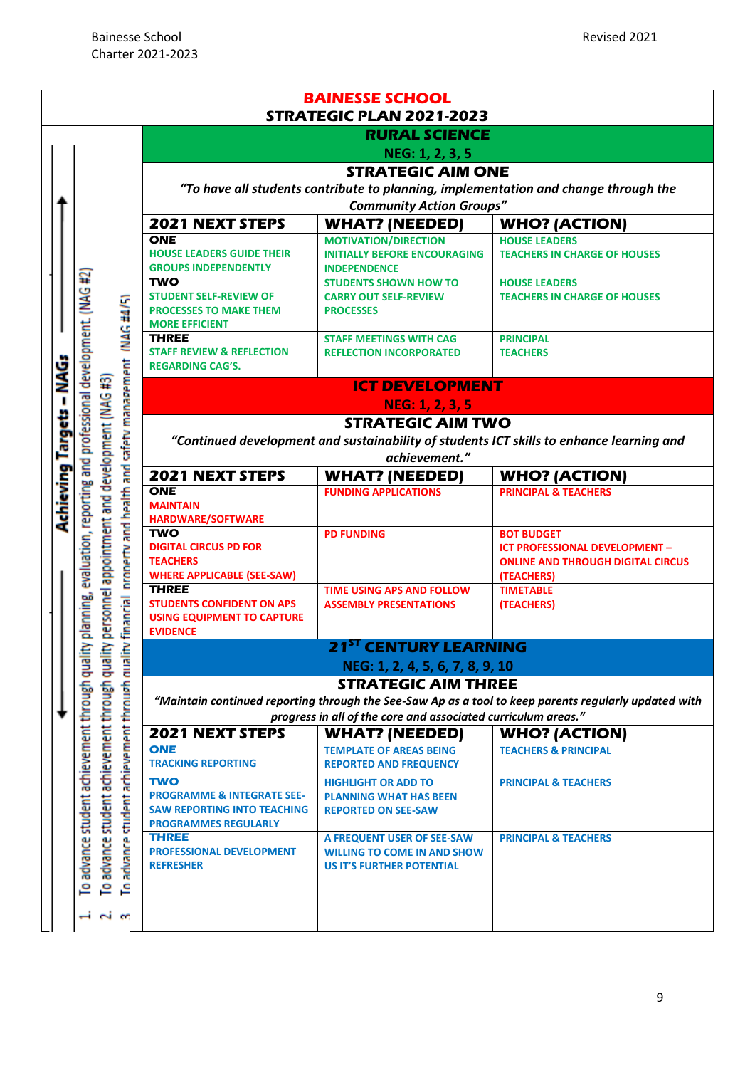Bainesse School
Charter 2021-2023

Revised 2021

# BAINESSE SCHOOL
## STRATEGIC PLAN 2021-2023

**Achieving Targets – NAGs**

1. To advance student achievement through quality planning, evaluation, reporting and professional development. (NAG #2)
2. To advance student achievement through quality personnel appointment and development (NAG #3)
3. To advance student achievement through quality financial property and health and safety management (NAG #4/5)

### RURAL SCIENCE
**NEG: 1, 2, 3, 5**

**STRATEGIC AIM ONE**

*"To have all students contribute to planning, implementation and change through the Community Action Groups"*

| 2021 NEXT STEPS | WHAT? (NEEDED) | WHO? (ACTION) |
|---|---|---|
| **ONE** HOUSE LEADERS GUIDE THEIR GROUPS INDEPENDENTLY | MOTIVATION/DIRECTION INITIALLY BEFORE ENCOURAGING INDEPENDENCE | HOUSE LEADERS TEACHERS IN CHARGE OF HOUSES |
| **TWO** STUDENT SELF-REVIEW OF PROCESSES TO MAKE THEM MORE EFFICIENT | STUDENTS SHOWN HOW TO CARRY OUT SELF-REVIEW PROCESSES | HOUSE LEADERS TEACHERS IN CHARGE OF HOUSES |
| **THREE** STAFF REVIEW & REFLECTION REGARDING CAG'S. | STAFF MEETINGS WITH CAG REFLECTION INCORPORATED | PRINCIPAL TEACHERS |

### ICT DEVELOPMENT
**NEG: 1, 2, 3, 5**

**STRATEGIC AIM TWO**

*"Continued development and sustainability of students ICT skills to enhance learning and achievement."*

| 2021 NEXT STEPS | WHAT? (NEEDED) | WHO? (ACTION) |
|---|---|---|
| **ONE** MAINTAIN HARDWARE/SOFTWARE | FUNDING APPLICATIONS | PRINCIPAL & TEACHERS |
| **TWO** DIGITAL CIRCUS PD FOR TEACHERS WHERE APPLICABLE (SEE-SAW) | PD FUNDING | BOT BUDGET ICT PROFESSIONAL DEVELOPMENT – ONLINE AND THROUGH DIGITAL CIRCUS (TEACHERS) |
| **THREE** STUDENTS CONFIDENT ON APS USING EQUIPMENT TO CAPTURE EVIDENCE | TIME USING APS AND FOLLOW ASSEMBLY PRESENTATIONS | TIMETABLE (TEACHERS) |

### 21ST CENTURY LEARNING
**NEG: 1, 2, 4, 5, 6, 7, 8, 9, 10**

**STRATEGIC AIM THREE**

*"Maintain continued reporting through the See-Saw Ap as a tool to keep parents regularly updated with progress in all of the core and associated curriculum areas."*

| 2021 NEXT STEPS | WHAT? (NEEDED) | WHO? (ACTION) |
|---|---|---|
| **ONE** TRACKING REPORTING | TEMPLATE OF AREAS BEING REPORTED AND FREQUENCY | TEACHERS & PRINCIPAL |
| **TWO** PROGRAMME & INTEGRATE SEE-SAW REPORTING INTO TEACHING PROGRAMMES REGULARLY | HIGHLIGHT OR ADD TO PLANNING WHAT HAS BEEN REPORTED ON SEE-SAW | PRINCIPAL & TEACHERS |
| **THREE** PROFESSIONAL DEVELOPMENT REFRESHER | A FREQUENT USER OF SEE-SAW WILLING TO COME IN AND SHOW US IT'S FURTHER POTENTIAL | PRINCIPAL & TEACHERS |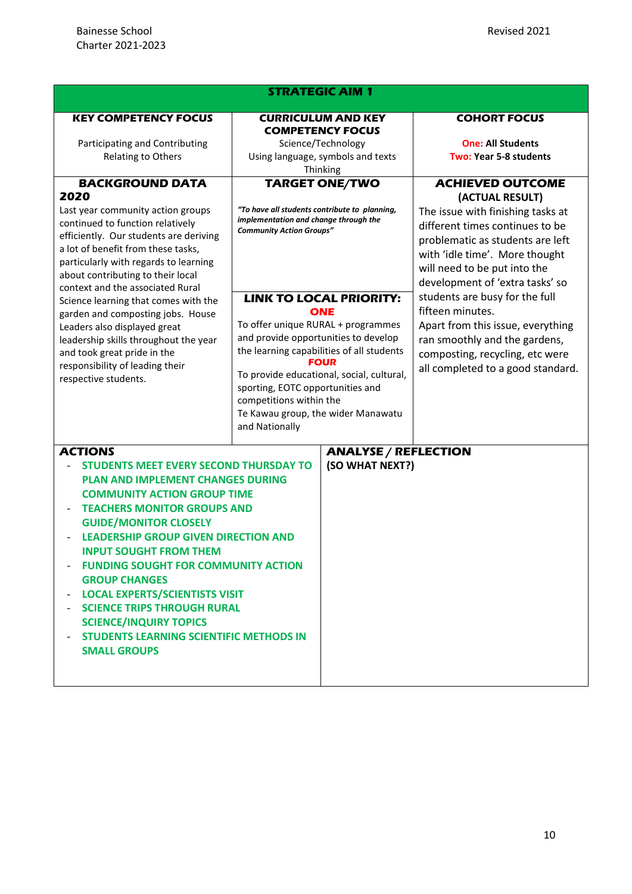Bainesse School
Charter 2021-2023

Revised 2021

| STRATEGIC AIM 1 | | |
|---|---|---|
| **KEY COMPETENCY FOCUS**<br><br>Participating and Contributing<br>Relating to Others | **CURRICULUM AND KEY COMPETENCY FOCUS**<br>Science/Technology<br>Using language, symbols and texts<br>Thinking | **COHORT FOCUS**<br><br>**One: All Students**<br>**Two: Year 5-8 students** |
| **BACKGROUND DATA 2020**<br>Last year community action groups continued to function relatively efficiently. Our students are deriving a lot of benefit from these tasks, particularly with regards to learning about contributing to their local context and the associated Rural Science learning that comes with the garden and composting jobs. House Leaders also displayed great leadership skills throughout the year and took great pride in the responsibility of leading their respective students. | **TARGET ONE/TWO**<br><br>***"To have all students contribute to planning, implementation and change through the Community Action Groups"***<br><br>**LINK TO LOCAL PRIORITY:**<br>**ONE**<br>To offer unique RURAL + programmes and provide opportunities to develop the learning capabilities of all students<br>**FOUR**<br>To provide educational, social, cultural, sporting, EOTC opportunities and competitions within the Te Kawau group, the wider Manawatu and Nationally | **ACHIEVED OUTCOME (ACTUAL RESULT)**<br>The issue with finishing tasks at different times continues to be problematic as students are left with 'idle time'. More thought will need to be put into the development of 'extra tasks' so students are busy for the full fifteen minutes.<br>Apart from this issue, everything ran smoothly and the gardens, composting, recycling, etc were all completed to a good standard. |

| ACTIONS | ANALYSE / REFLECTION (SO WHAT NEXT?) |
|---|---|
| - **STUDENTS MEET EVERY SECOND THURSDAY TO PLAN AND IMPLEMENT CHANGES DURING COMMUNITY ACTION GROUP TIME**<br>- **TEACHERS MONITOR GROUPS AND GUIDE/MONITOR CLOSELY**<br>- **LEADERSHIP GROUP GIVEN DIRECTION AND INPUT SOUGHT FROM THEM**<br>- **FUNDING SOUGHT FOR COMMUNITY ACTION GROUP CHANGES**<br>- **LOCAL EXPERTS/SCIENTISTS VISIT**<br>- **SCIENCE TRIPS THROUGH RURAL SCIENCE/INQUIRY TOPICS**<br>- **STUDENTS LEARNING SCIENTIFIC METHODS IN SMALL GROUPS** | |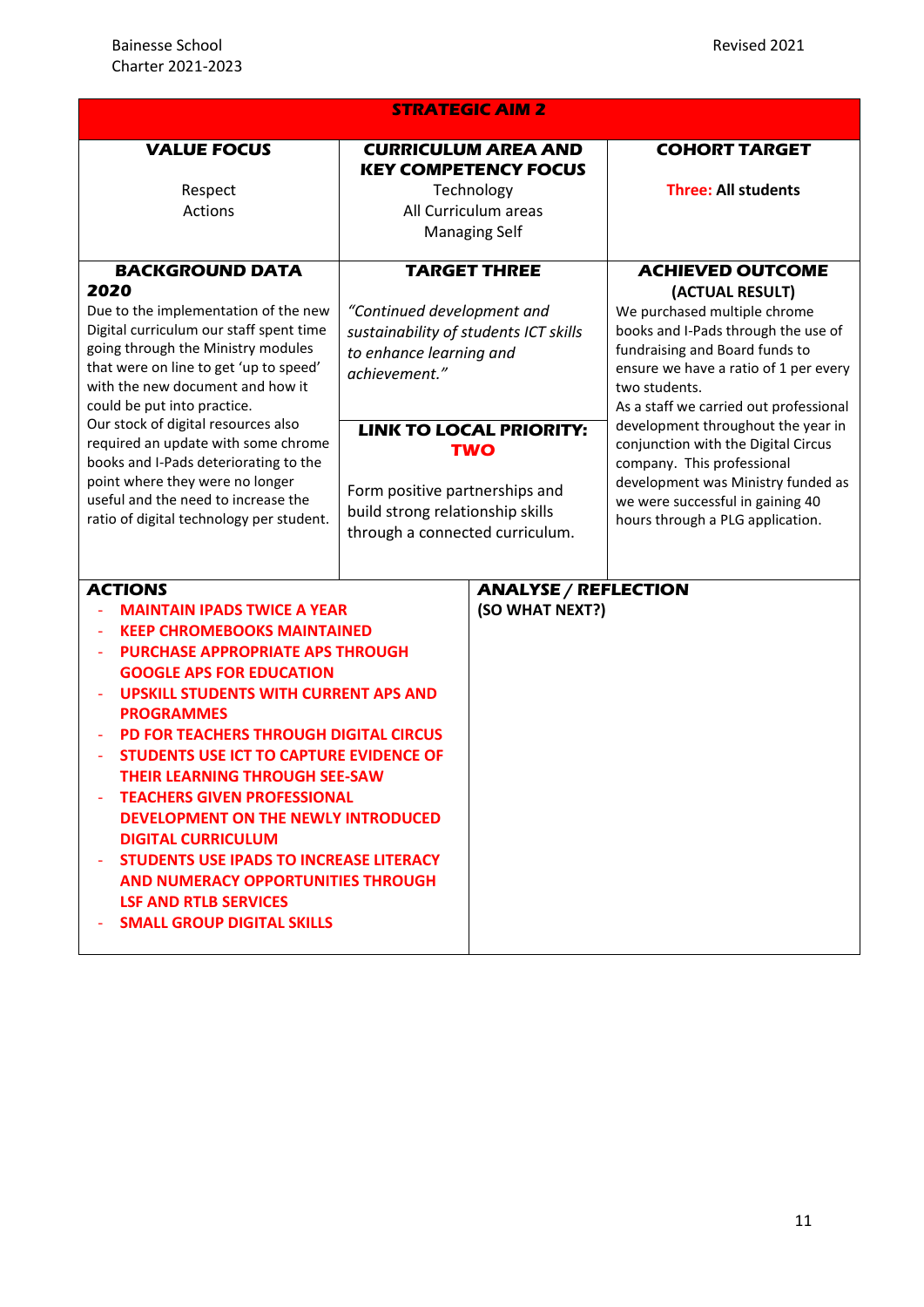Bainesse School
Charter 2021-2023

Revised 2021

| STRATEGIC AIM 2 | | |
|---|---|---|
| **VALUE FOCUS**<br><br>Respect<br>Actions | **CURRICULUM AREA AND KEY COMPETENCY FOCUS**<br>Technology<br>All Curriculum areas<br>Managing Self | **COHORT TARGET**<br><br>**Three: All students** |
| **BACKGROUND DATA 2020**<br>Due to the implementation of the new Digital curriculum our staff spent time going through the Ministry modules that were on line to get 'up to speed' with the new document and how it could be put into practice.<br>Our stock of digital resources also required an update with some chrome books and I-Pads deteriorating to the point where they were no longer useful and the need to increase the ratio of digital technology per student. | **TARGET THREE**<br><br>*"Continued development and sustainability of students ICT skills to enhance learning and achievement."*<br><br>**LINK TO LOCAL PRIORITY: TWO**<br><br>Form positive partnerships and build strong relationship skills through a connected curriculum. | **ACHIEVED OUTCOME (ACTUAL RESULT)**<br>We purchased multiple chrome books and I-Pads through the use of fundraising and Board funds to ensure we have a ratio of 1 per every two students.<br>As a staff we carried out professional development throughout the year in conjunction with the Digital Circus company. This professional development was Ministry funded as we were successful in gaining 40 hours through a PLG application. |

| ACTIONS | ANALYSE / REFLECTION (SO WHAT NEXT?) |
|---|---|
| - **MAINTAIN IPADS TWICE A YEAR**<br>- **KEEP CHROMEBOOKS MAINTAINED**<br>- **PURCHASE APPROPRIATE APS THROUGH GOOGLE APS FOR EDUCATION**<br>- **UPSKILL STUDENTS WITH CURRENT APS AND PROGRAMMES**<br>- **PD FOR TEACHERS THROUGH DIGITAL CIRCUS**<br>- **STUDENTS USE ICT TO CAPTURE EVIDENCE OF THEIR LEARNING THROUGH SEE-SAW**<br>- **TEACHERS GIVEN PROFESSIONAL DEVELOPMENT ON THE NEWLY INTRODUCED DIGITAL CURRICULUM**<br>- **STUDENTS USE IPADS TO INCREASE LITERACY AND NUMERACY OPPORTUNITIES THROUGH LSF AND RTLB SERVICES**<br>- **SMALL GROUP DIGITAL SKILLS** | |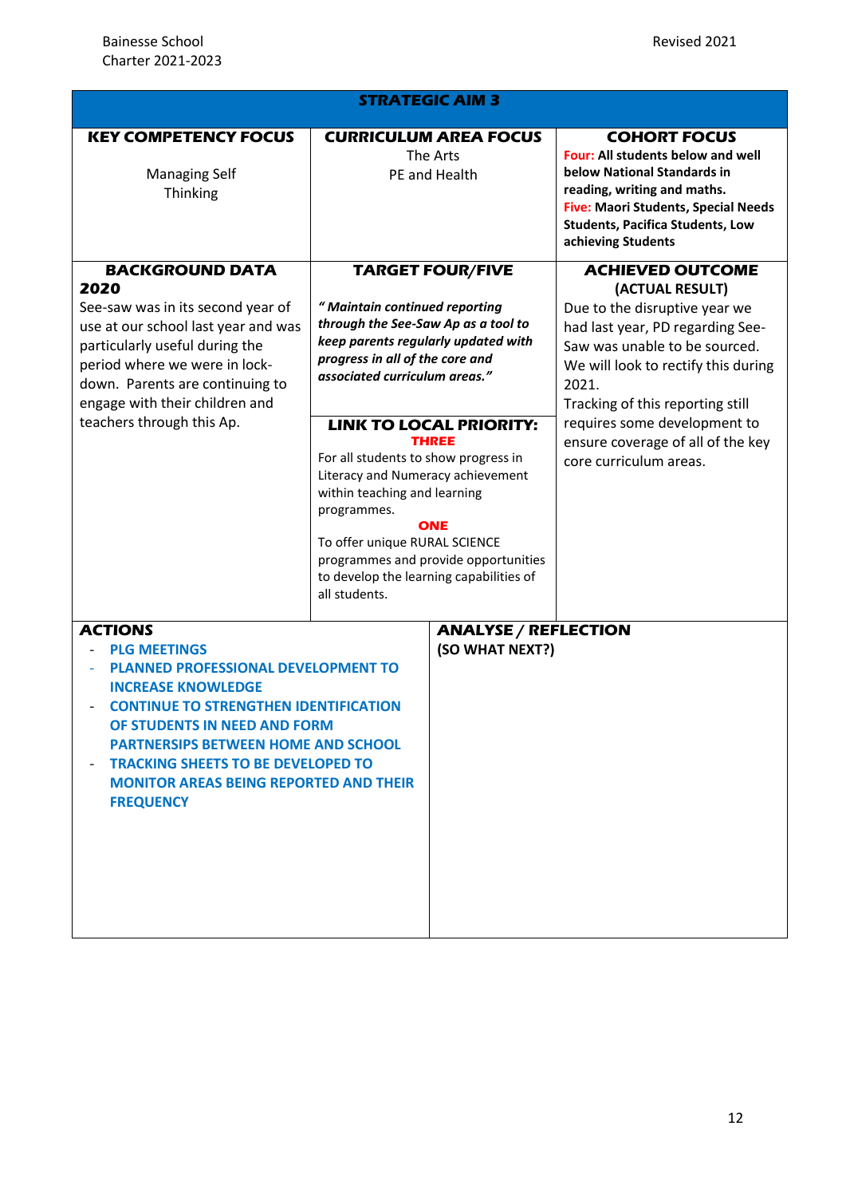| STRATEGIC AIM 3 | | |
|---|---|---|
| **KEY COMPETENCY FOCUS**<br><br>Managing Self<br>Thinking | **CURRICULUM AREA FOCUS**<br>The Arts<br>PE and Health | **COHORT FOCUS**<br>**Four: All students below and well below National Standards in reading, writing and maths.**<br>**Five: Maori Students, Special Needs Students, Pacifica Students, Low achieving Students** |
| **BACKGROUND DATA 2020**<br>See-saw was in its second year of use at our school last year and was particularly useful during the period where we were in lock-down. Parents are continuing to engage with their children and teachers through this Ap. | **TARGET FOUR/FIVE**<br><br>***" Maintain continued reporting through the See-Saw Ap as a tool to keep parents regularly updated with progress in all of the core and associated curriculum areas."***<br><br>**LINK TO LOCAL PRIORITY:**<br>**THREE**<br>For all students to show progress in Literacy and Numeracy achievement within teaching and learning programmes.<br>**ONE**<br>To offer unique RURAL SCIENCE programmes and provide opportunities to develop the learning capabilities of all students. | **ACHIEVED OUTCOME (ACTUAL RESULT)**<br>Due to the disruptive year we had last year, PD regarding See-Saw was unable to be sourced. We will look to rectify this during 2021.<br>Tracking of this reporting still requires some development to ensure coverage of all of the key core curriculum areas. |

| ACTIONS | ANALYSE / REFLECTION (SO WHAT NEXT?) |
|---|---|
| - **PLG MEETINGS**<br>- **PLANNED PROFESSIONAL DEVELOPMENT TO INCREASE KNOWLEDGE**<br>- **CONTINUE TO STRENGTHEN IDENTIFICATION OF STUDENTS IN NEED AND FORM PARTNERSIPS BETWEEN HOME AND SCHOOL**<br>- **TRACKING SHEETS TO BE DEVELOPED TO MONITOR AREAS BEING REPORTED AND THEIR FREQUENCY** | |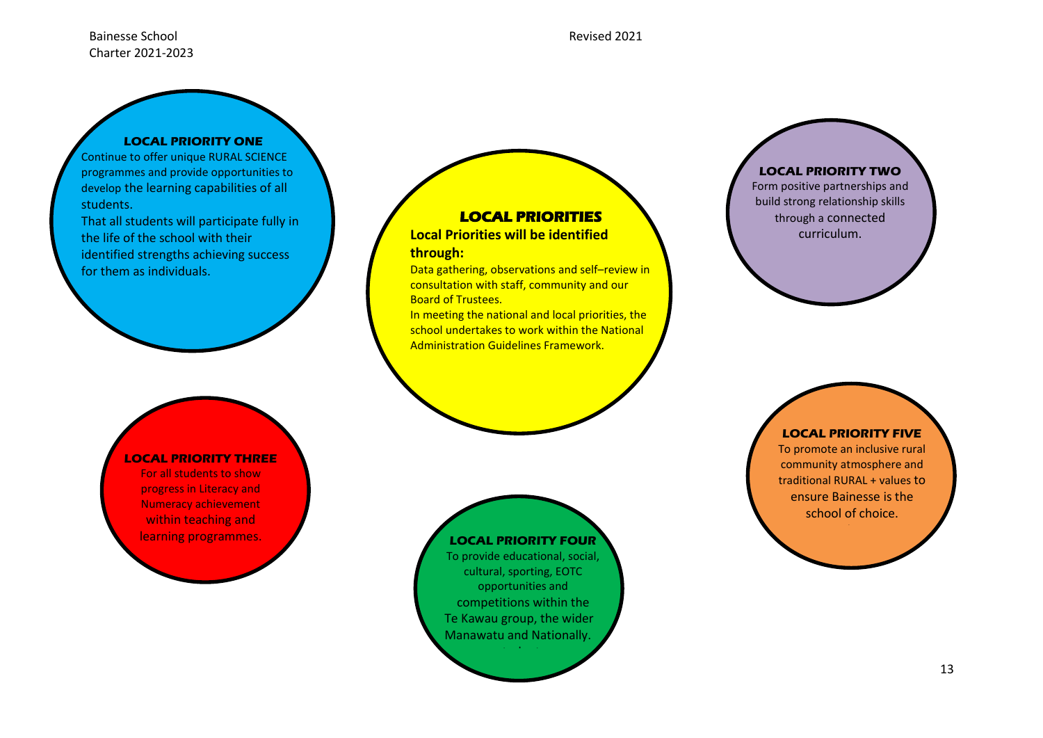## LOCAL PRIORITIES

**Local Priorities will be identified through:**

Data gathering, observations and self–review in consultation with staff, community and our Board of Trustees.

In meeting the national and local priorities, the school undertakes to work within the National Administration Guidelines Framework.

### LOCAL PRIORITY ONE

Continue to offer unique RURAL SCIENCE programmes and provide opportunities to develop the learning capabilities of all students.

That all students will participate fully in the life of the school with their identified strengths achieving success for them as individuals.

### LOCAL PRIORITY TWO

Form positive partnerships and build strong relationship skills through a connected curriculum.

### LOCAL PRIORITY THREE

For all students to show progress in Literacy and Numeracy achievement within teaching and learning programmes.

### LOCAL PRIORITY FOUR

To provide educational, social, cultural, sporting, EOTC opportunities and competitions within the Te Kawau group, the wider Manawatu and Nationally.

### LOCAL PRIORITY FIVE

To promote an inclusive rural community atmosphere and traditional RURAL + values to ensure Bainesse is the school of choice.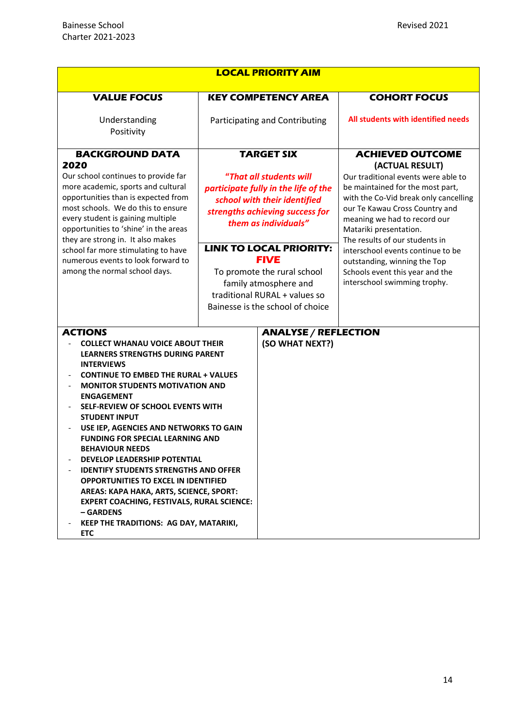| LOCAL PRIORITY AIM | | |
|---|---|---|
| **VALUE FOCUS**<br><br>Understanding<br>Positivity | **KEY COMPETENCY AREA**<br><br>Participating and Contributing | **COHORT FOCUS**<br><br>**All students with identified needs** |
| **BACKGROUND DATA 2020**<br>Our school continues to provide far more academic, sports and cultural opportunities than is expected from most schools. We do this to ensure every student is gaining multiple opportunities to 'shine' in the areas they are strong in. It also makes school far more stimulating to have numerous events to look forward to among the normal school days. | **TARGET SIX**<br><br>***"That all students will participate fully in the life of the school with their identified strengths achieving success for them as individuals"***<br><br>**LINK TO LOCAL PRIORITY: FIVE**<br>To promote the rural school family atmosphere and traditional RURAL + values so Bainesse is the school of choice | **ACHIEVED OUTCOME (ACTUAL RESULT)**<br>Our traditional events were able to be maintained for the most part, with the Co-Vid break only cancelling our Te Kawau Cross Country and meaning we had to record our Matariki presentation.<br>The results of our students in interschool events continue to be outstanding, winning the Top Schools event this year and the interschool swimming trophy. |

| ACTIONS | ANALYSE / REFLECTION (SO WHAT NEXT?) |
|---|---|
| - **COLLECT WHANAU VOICE ABOUT THEIR LEARNERS STRENGTHS DURING PARENT INTERVIEWS**<br>- **CONTINUE TO EMBED THE RURAL + VALUES**<br>- **MONITOR STUDENTS MOTIVATION AND ENGAGEMENT**<br>- **SELF-REVIEW OF SCHOOL EVENTS WITH STUDENT INPUT**<br>- **USE IEP, AGENCIES AND NETWORKS TO GAIN FUNDING FOR SPECIAL LEARNING AND BEHAVIOUR NEEDS**<br>- **DEVELOP LEADERSHIP POTENTIAL**<br>- **IDENTIFY STUDENTS STRENGTHS AND OFFER OPPORTUNITIES TO EXCEL IN IDENTIFIED AREAS: KAPA HAKA, ARTS, SCIENCE, SPORT: EXPERT COACHING, FESTIVALS, RURAL SCIENCE: – GARDENS**<br>- **KEEP THE TRADITIONS: AG DAY, MATARIKI, ETC** | |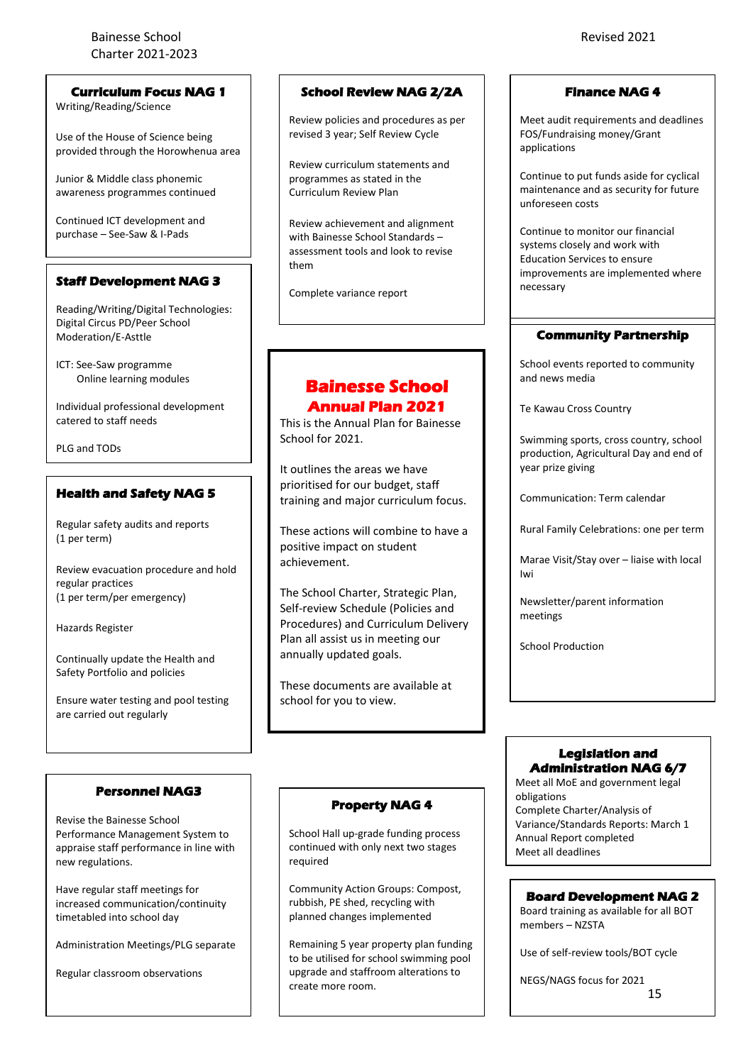# Bainesse School Annual Plan 2021

This is the Annual Plan for Bainesse School for 2021.

It outlines the areas we have prioritised for our budget, staff training and major curriculum focus.

These actions will combine to have a positive impact on student achievement.

The School Charter, Strategic Plan, Self-review Schedule (Policies and Procedures) and Curriculum Delivery Plan all assist us in meeting our annually updated goals.

These documents are available at school for you to view.

## Curriculum Focus NAG 1

Writing/Reading/Science

Use of the House of Science being provided through the Horowhenua area

Junior & Middle class phonemic awareness programmes continued

Continued ICT development and purchase – See-Saw & I-Pads

## Staff Development NAG 3

Reading/Writing/Digital Technologies: Digital Circus PD/Peer School Moderation/E-Asttle

ICT: See-Saw programme
Online learning modules

Individual professional development catered to staff needs

PLG and TODs

## Health and Safety NAG 5

Regular safety audits and reports (1 per term)

Review evacuation procedure and hold regular practices (1 per term/per emergency)

Hazards Register

Continually update the Health and Safety Portfolio and policies

Ensure water testing and pool testing are carried out regularly

## Personnel NAG3

Revise the Bainesse School Performance Management System to appraise staff performance in line with new regulations.

Have regular staff meetings for increased communication/continuity timetabled into school day

Administration Meetings/PLG separate

Regular classroom observations

## School Review NAG 2/2A

Review policies and procedures as per revised 3 year; Self Review Cycle

Review curriculum statements and programmes as stated in the Curriculum Review Plan

Review achievement and alignment with Bainesse School Standards – assessment tools and look to revise them

Complete variance report

## Property NAG 4

School Hall up-grade funding process continued with only next two stages required

Community Action Groups: Compost, rubbish, PE shed, recycling with planned changes implemented

Remaining 5 year property plan funding to be utilised for school swimming pool upgrade and staffroom alterations to create more room.

## Finance NAG 4

Meet audit requirements and deadlines FOS/Fundraising money/Grant applications

Continue to put funds aside for cyclical maintenance and as security for future unforeseen costs

Continue to monitor our financial systems closely and work with Education Services to ensure improvements are implemented where necessary

## Community Partnership

School events reported to community and news media

Te Kawau Cross Country

Swimming sports, cross country, school production, Agricultural Day and end of year prize giving

Communication: Term calendar

Rural Family Celebrations: one per term

Marae Visit/Stay over – liaise with local Iwi

Newsletter/parent information meetings

School Production

## Legislation and Administration NAG 6/7

Meet all MoE and government legal obligations
Complete Charter/Analysis of Variance/Standards Reports: March 1
Annual Report completed
Meet all deadlines

## Board Development NAG 2

Board training as available for all BOT members – NZSTA

Use of self-review tools/BOT cycle

NEGS/NAGS focus for 2021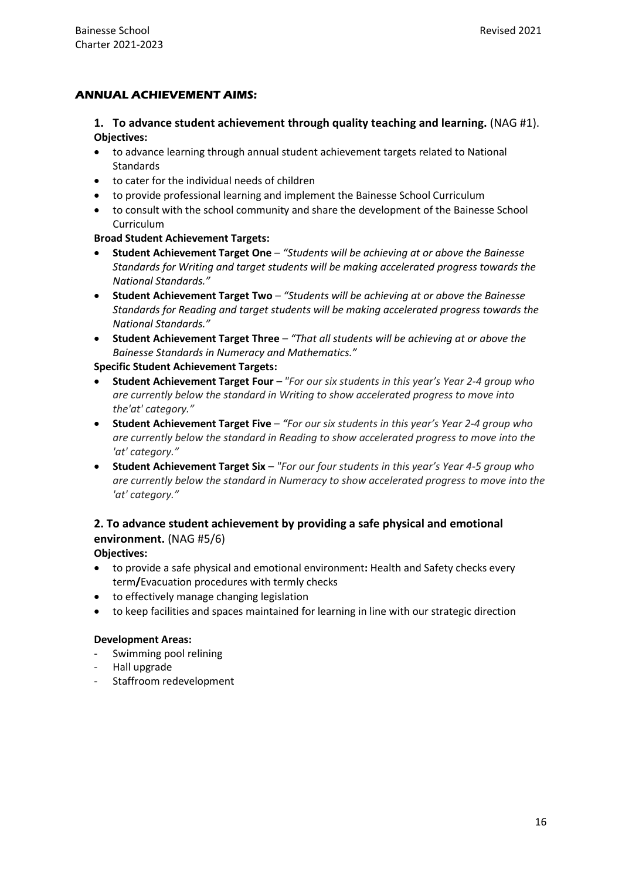## ANNUAL ACHIEVEMENT AIMS:

### 1. To advance student achievement through quality teaching and learning. (NAG #1).

**Objectives:**

- to advance learning through annual student achievement targets related to National Standards
- to cater for the individual needs of children
- to provide professional learning and implement the Bainesse School Curriculum
- to consult with the school community and share the development of the Bainesse School Curriculum

**Broad Student Achievement Targets:**

- **Student Achievement Target One** – *"Students will be achieving at or above the Bainesse Standards for Writing and target students will be making accelerated progress towards the National Standards."*
- **Student Achievement Target Two** – *"Students will be achieving at or above the Bainesse Standards for Reading and target students will be making accelerated progress towards the National Standards."*
- **Student Achievement Target Three** – *"That all students will be achieving at or above the Bainesse Standards in Numeracy and Mathematics."*

**Specific Student Achievement Targets:**

- **Student Achievement Target Four** – *"For our six students in this year's Year 2-4 group who are currently below the standard in Writing to show accelerated progress to move into the'at' category."*
- **Student Achievement Target Five** – *"For our six students in this year's Year 2-4 group who are currently below the standard in Reading to show accelerated progress to move into the 'at' category."*
- **Student Achievement Target Six** – *"For our four students in this year's Year 4-5 group who are currently below the standard in Numeracy to show accelerated progress to move into the 'at' category."*

### 2. To advance student achievement by providing a safe physical and emotional environment. (NAG #5/6)

**Objectives:**

- to provide a safe physical and emotional environment**:** Health and Safety checks every term**/**Evacuation procedures with termly checks
- to effectively manage changing legislation
- to keep facilities and spaces maintained for learning in line with our strategic direction

**Development Areas:**

- Swimming pool relining
- Hall upgrade
- Staffroom redevelopment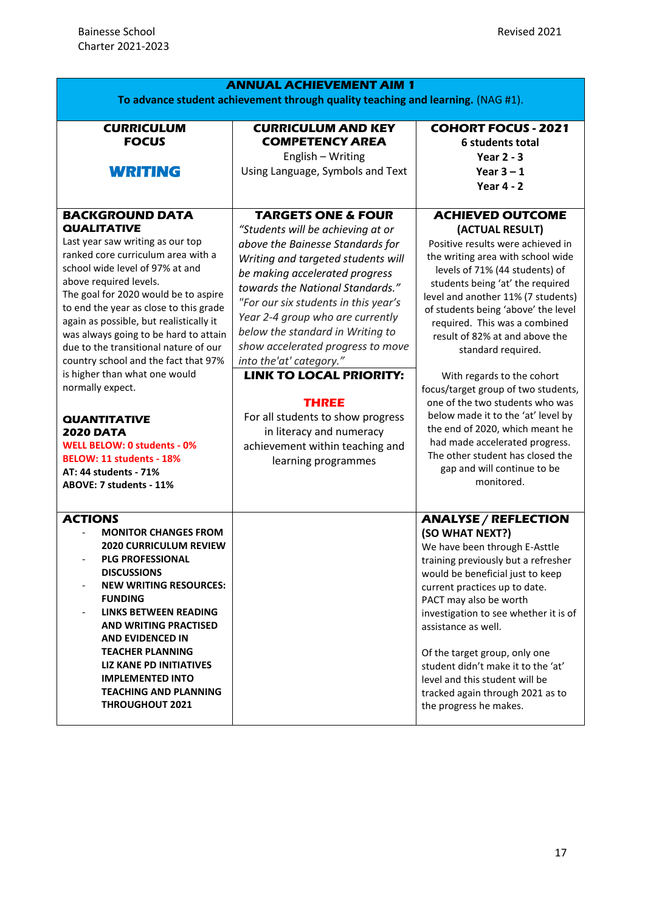| **ANNUAL ACHIEVEMENT AIM 1**<br>**To advance student achievement through quality teaching and learning.** (NAG #1). | | |
|---|---|---|
| **CURRICULUM FOCUS**<br><br>**WRITING** | **CURRICULUM AND KEY COMPETENCY AREA**<br>English – Writing<br>Using Language, Symbols and Text | **COHORT FOCUS - 2021**<br>**6 students total**<br>**Year 2 - 3**<br>**Year 3 – 1**<br>**Year 4 - 2** |
| **BACKGROUND DATA**<br>**QUALITATIVE**<br>Last year saw writing as our top ranked core curriculum area with a school wide level of 97% at and above required levels.<br>The goal for 2020 would be to aspire to end the year as close to this grade again as possible, but realistically it was always going to be hard to attain due to the transitional nature of our country school and the fact that 97% is higher than what one would normally expect.<br><br>**QUANTITATIVE**<br>**2020 DATA**<br>**WELL BELOW: 0 students - 0%**<br>**BELOW: 11 students - 18%**<br>**AT: 44 students - 71%**<br>**ABOVE: 7 students - 11%** | **TARGETS ONE & FOUR**<br>*"Students will be achieving at or above the Bainesse Standards for Writing and targeted students will be making accelerated progress towards the National Standards."*<br>*"For our six students in this year's Year 2-4 group who are currently below the standard in Writing to show accelerated progress to move into the'at' category."*<br>**LINK TO LOCAL PRIORITY:**<br><br>**THREE**<br>For all students to show progress in literacy and numeracy achievement within teaching and learning programmes | **ACHIEVED OUTCOME (ACTUAL RESULT)**<br>Positive results were achieved in the writing area with school wide levels of 71% (44 students) of students being 'at' the required level and another 11% (7 students) of students being 'above' the level required. This was a combined result of 82% at and above the standard required.<br><br>With regards to the cohort focus/target group of two students, one of the two students who was below made it to the 'at' level by the end of 2020, which meant he had made accelerated progress. The other student has closed the gap and will continue to be monitored. |
| **ACTIONS**<br>- **MONITOR CHANGES FROM 2020 CURRICULUM REVIEW**<br>- **PLG PROFESSIONAL DISCUSSIONS**<br>- **NEW WRITING RESOURCES: FUNDING**<br>- **LINKS BETWEEN READING AND WRITING PRACTISED AND EVIDENCED IN TEACHER PLANNING**<br>**LIZ KANE PD INITIATIVES IMPLEMENTED INTO TEACHING AND PLANNING THROUGHOUT 2021** | | **ANALYSE / REFLECTION (SO WHAT NEXT?)**<br>We have been through E-Asttle training previously but a refresher would be beneficial just to keep current practices up to date. PACT may also be worth investigation to see whether it is of assistance as well.<br><br>Of the target group, only one student didn't make it to the 'at' level and this student will be tracked again through 2021 as to the progress he makes. |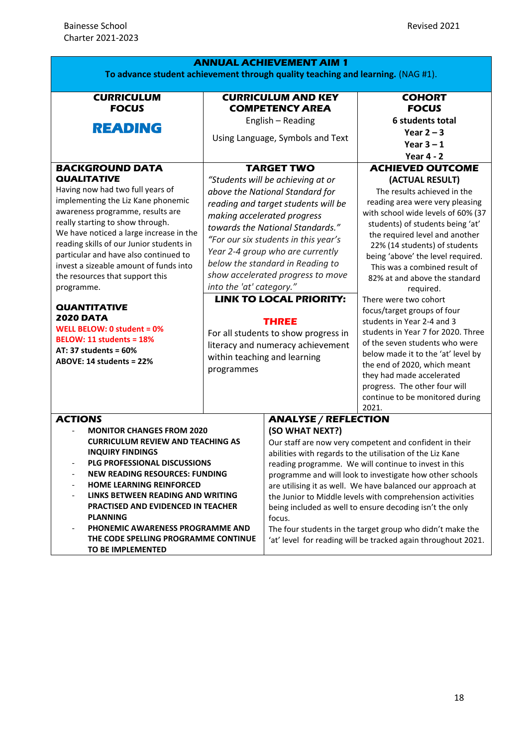Bainesse School
Charter 2021-2023

Revised 2021

## ANNUAL ACHIEVEMENT AIM 1

**To advance student achievement through quality teaching and learning.** (NAG #1).

| CURRICULUM FOCUS | CURRICULUM AND KEY COMPETENCY AREA | COHORT FOCUS |
|---|---|---|
| **READING** | English – Reading<br><br>Using Language, Symbols and Text | **6 students total**<br>**Year 2 – 3**<br>**Year 3 – 1**<br>**Year 4 - 2** |
| **BACKGROUND DATA**<br>**QUALITATIVE**<br>Having now had two full years of implementing the Liz Kane phonemic awareness programme, results are really starting to show through.<br>We have noticed a large increase in the reading skills of our Junior students in particular and have also continued to invest a sizeable amount of funds into the resources that support this programme.<br><br>**QUANTITATIVE**<br>**2020 DATA**<br>**WELL BELOW: 0 student = 0%**<br>**BELOW: 11 students = 18%**<br>**AT: 37 students = 60%**<br>**ABOVE: 14 students = 22%** | **TARGET TWO**<br>*"Students will be achieving at or above the National Standard for reading and target students will be making accelerated progress towards the National Standards."*<br>*"For our six students in this year's Year 2-4 group who are currently below the standard in Reading to show accelerated progress to move into the 'at' category."*<br><br>**LINK TO LOCAL PRIORITY:**<br><br>**THREE**<br>For all students to show progress in literacy and numeracy achievement within teaching and learning programmes | **ACHIEVED OUTCOME (ACTUAL RESULT)**<br>The results achieved in the reading area were very pleasing with school wide levels of 60% (37 students) of students being 'at' the required level and another 22% (14 students) of students being 'above' the level required. This was a combined result of 82% at and above the standard required.<br>There were two cohort focus/target groups of four students in Year 2-4 and 3 students in Year 7 for 2020. Three of the seven students who were below made it to the 'at' level by the end of 2020, which meant they had made accelerated progress. The other four will continue to be monitored during 2021. |

| ACTIONS | ANALYSE / REFLECTION (SO WHAT NEXT?) |
|---|---|
| - **MONITOR CHANGES FROM 2020 CURRICULUM REVIEW AND TEACHING AS INQUIRY FINDINGS**<br>- **PLG PROFESSIONAL DISCUSSIONS**<br>- **NEW READING RESOURCES: FUNDING**<br>- **HOME LEARNING REINFORCED**<br>- **LINKS BETWEEN READING AND WRITING PRACTISED AND EVIDENCED IN TEACHER PLANNING**<br>- **PHONEMIC AWARENESS PROGRAMME AND THE CODE SPELLING PROGRAMME CONTINUE TO BE IMPLEMENTED** | Our staff are now very competent and confident in their abilities with regards to the utilisation of the Liz Kane reading programme. We will continue to invest in this programme and will look to investigate how other schools are utilising it as well. We have balanced our approach at the Junior to Middle levels with comprehension activities being included as well to ensure decoding isn't the only focus.<br>The four students in the target group who didn't make the 'at' level for reading will be tracked again throughout 2021. |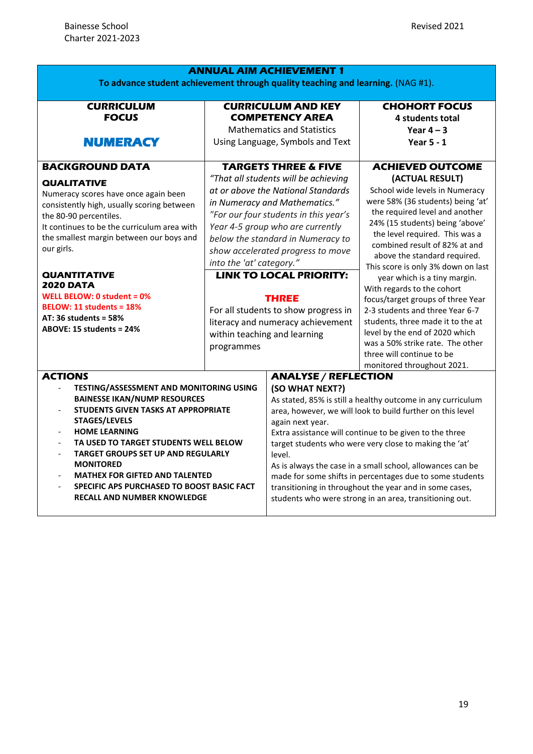## ANNUAL AIM ACHIEVEMENT 1

**To advance student achievement through quality teaching and learning.** (NAG #1).

| CURRICULUM FOCUS | CURRICULUM AND KEY COMPETENCY AREA | CHOHORT FOCUS |
|---|---|---|
| **NUMERACY** | Mathematics and Statistics<br>Using Language, Symbols and Text | **4 students total**<br>**Year 4 – 3**<br>**Year 5 - 1** |

| BACKGROUND DATA | TARGETS THREE & FIVE | ACHIEVED OUTCOME (ACTUAL RESULT) |
|---|---|---|
| **QUALITATIVE**<br>Numeracy scores have once again been consistently high, usually scoring between the 80-90 percentiles.<br>It continues to be the curriculum area with the smallest margin between our boys and our girls.<br><br>**QUANTITATIVE**<br>**2020 DATA**<br>**WELL BELOW: 0 student = 0%**<br>**BELOW: 11 students = 18%**<br>**AT: 36 students = 58%**<br>**ABOVE: 15 students = 24%** | *"That all students will be achieving at or above the National Standards in Numeracy and Mathematics."*<br>*"For our four students in this year's Year 4-5 group who are currently below the standard in Numeracy to show accelerated progress to move into the 'at' category."*<br><br>**LINK TO LOCAL PRIORITY:**<br><br>**THREE**<br>For all students to show progress in literacy and numeracy achievement within teaching and learning programmes | School wide levels in Numeracy were 58% (36 students) being 'at' the required level and another 24% (15 students) being 'above' the level required. This was a combined result of 82% at and above the standard required. This score is only 3% down on last year which is a tiny margin.<br>With regards to the cohort focus/target groups of three Year 2-3 students and three Year 6-7 students, three made it to the at level by the end of 2020 which was a 50% strike rate. The other three will continue to be monitored throughout 2021. |

| ACTIONS | ANALYSE / REFLECTION (SO WHAT NEXT?) |
|---|---|
| - **TESTING/ASSESSMENT AND MONITORING USING BAINESSE IKAN/NUMP RESOURCES**<br>- **STUDENTS GIVEN TASKS AT APPROPRIATE STAGES/LEVELS**<br>- **HOME LEARNING**<br>- **TA USED TO TARGET STUDENTS WELL BELOW**<br>- **TARGET GROUPS SET UP AND REGULARLY MONITORED**<br>- **MATHEX FOR GIFTED AND TALENTED**<br>- **SPECIFIC APS PURCHASED TO BOOST BASIC FACT RECALL AND NUMBER KNOWLEDGE** | As stated, 85% is still a healthy outcome in any curriculum area, however, we will look to build further on this level again next year.<br>Extra assistance will continue to be given to the three target students who were very close to making the 'at' level.<br>As is always the case in a small school, allowances can be made for some shifts in percentages due to some students transitioning in throughout the year and in some cases, students who were strong in an area, transitioning out. |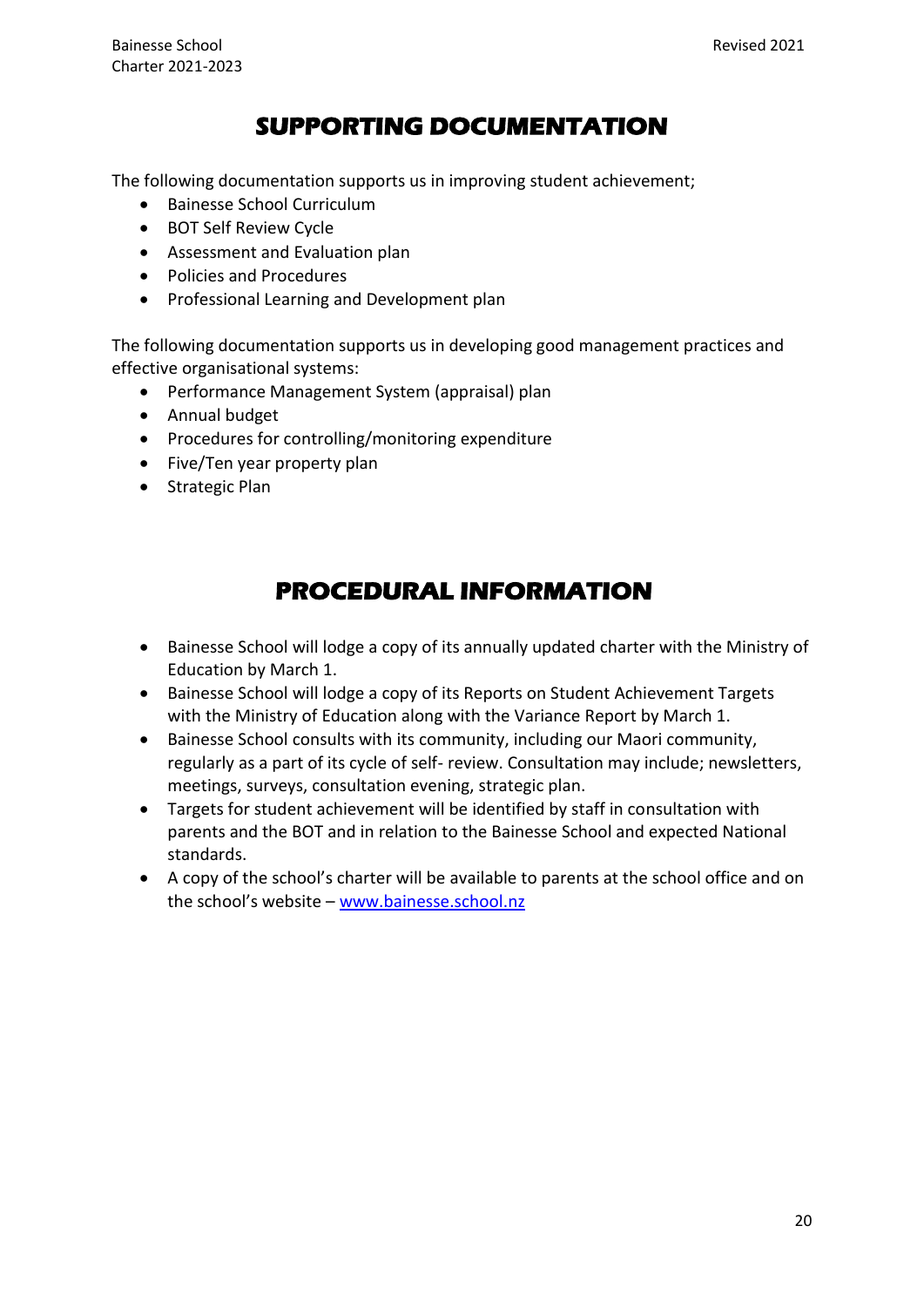# SUPPORTING DOCUMENTATION

The following documentation supports us in improving student achievement;

- Bainesse School Curriculum
- BOT Self Review Cycle
- Assessment and Evaluation plan
- Policies and Procedures
- Professional Learning and Development plan

The following documentation supports us in developing good management practices and effective organisational systems:

- Performance Management System (appraisal) plan
- Annual budget
- Procedures for controlling/monitoring expenditure
- Five/Ten year property plan
- Strategic Plan

# PROCEDURAL INFORMATION

- Bainesse School will lodge a copy of its annually updated charter with the Ministry of Education by March 1.
- Bainesse School will lodge a copy of its Reports on Student Achievement Targets with the Ministry of Education along with the Variance Report by March 1.
- Bainesse School consults with its community, including our Maori community, regularly as a part of its cycle of self- review. Consultation may include; newsletters, meetings, surveys, consultation evening, strategic plan.
- Targets for student achievement will be identified by staff in consultation with parents and the BOT and in relation to the Bainesse School and expected National standards.
- A copy of the school's charter will be available to parents at the school office and on the school's website – [www.bainesse.school.nz](www.bainesse.school.nz)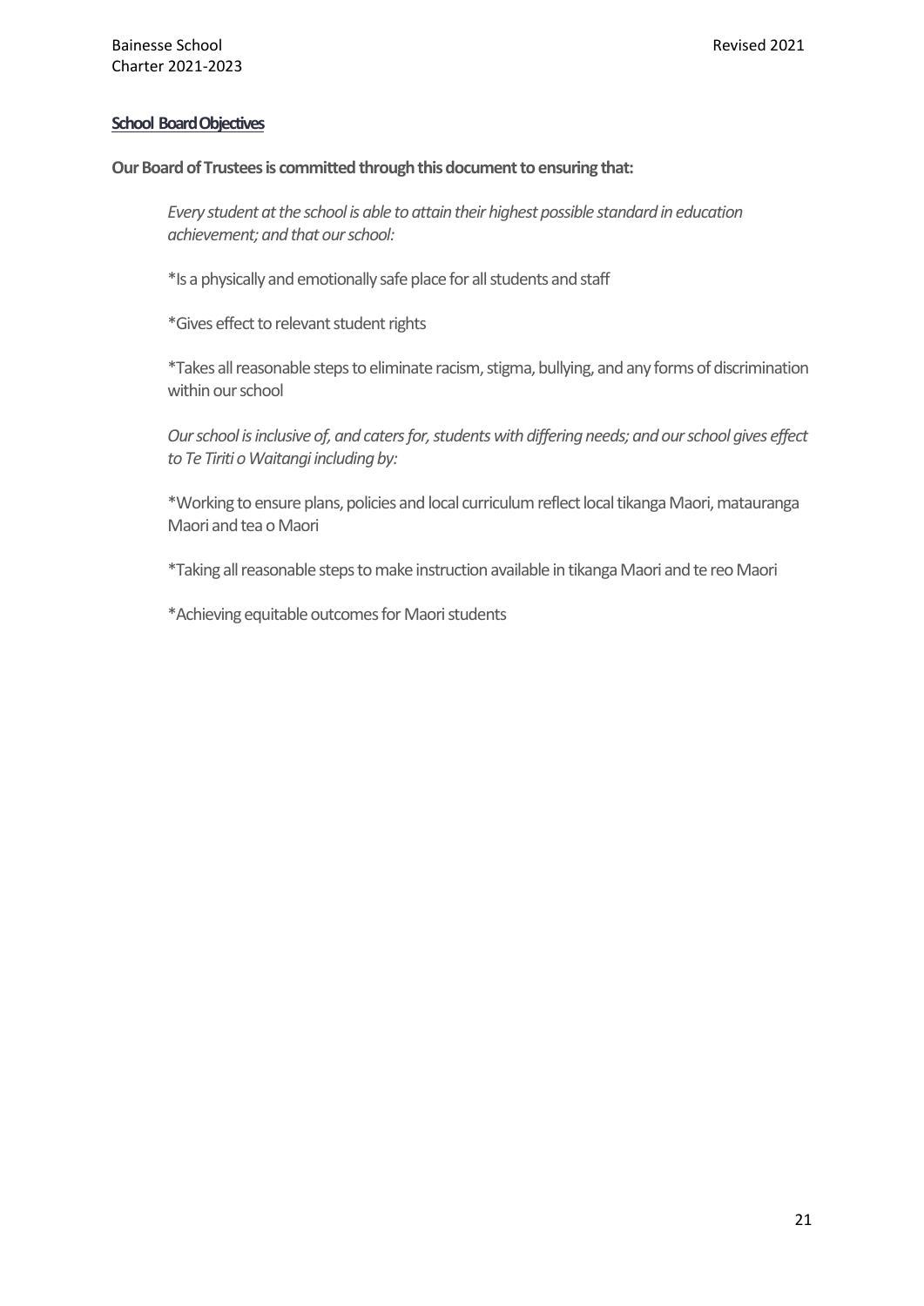**School Board Objectives**

**Our Board of Trustees is committed through this document to ensuring that:**

*Every student at the school is able to attain their highest possible standard in education achievement; and that our school:*

*Is a physically and emotionally safe place for all students and staff

*Gives effect to relevant student rights

*Takes all reasonable steps to eliminate racism, stigma, bullying, and any forms of discrimination within our school

*Our school is inclusive of, and caters for, students with differing needs; and our school gives effect to Te Tiriti o Waitangi including by:*

*Working to ensure plans, policies and local curriculum reflect local tikanga Maori, matauranga Maori and tea o Maori

*Taking all reasonable steps to make instruction available in tikanga Maori and te reo Maori

*Achieving equitable outcomes for Maori students